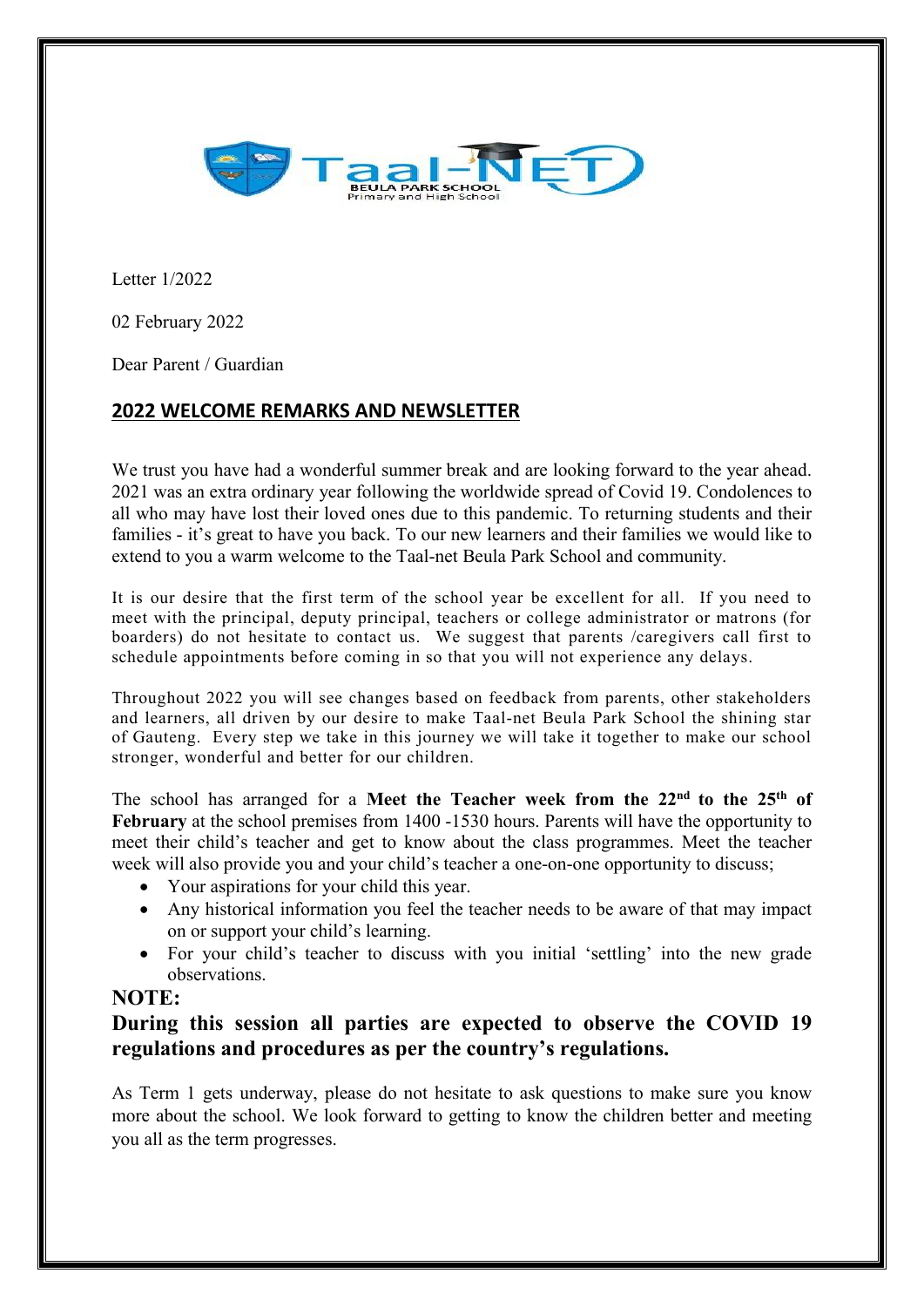Taal-NET
BEULA PARK SCHOOL
Primary and High School

Letter 1/2022

02 February 2022

Dear Parent / Guardian

## 2022 WELCOME REMARKS AND NEWSLETTER

We trust you have had a wonderful summer break and are looking forward to the year ahead. 2021 was an extra ordinary year following the worldwide spread of Covid 19. Condolences to all who may have lost their loved ones due to this pandemic. To returning students and their families - it's great to have you back. To our new learners and their families we would like to extend to you a warm welcome to the Taal-net Beula Park School and community.

It is our desire that the first term of the school year be excellent for all. If you need to meet with the principal, deputy principal, teachers or college administrator or matrons (for boarders) do not hesitate to contact us. We suggest that parents /caregivers call first to schedule appointments before coming in so that you will not experience any delays.

Throughout 2022 you will see changes based on feedback from parents, other stakeholders and learners, all driven by our desire to make Taal-net Beula Park School the shining star of Gauteng. Every step we take in this journey we will take it together to make our school stronger, wonderful and better for our children.

The school has arranged for a **Meet the Teacher week from the 22nd to the 25th of February** at the school premises from 1400 -1530 hours. Parents will have the opportunity to meet their child's teacher and get to know about the class programmes. Meet the teacher week will also provide you and your child's teacher a one-on-one opportunity to discuss;

- Your aspirations for your child this year.
- Any historical information you feel the teacher needs to be aware of that may impact on or support your child's learning.
- For your child's teacher to discuss with you initial 'settling' into the new grade observations.

**NOTE:**

**During this session all parties are expected to observe the COVID 19 regulations and procedures as per the country's regulations.**

As Term 1 gets underway, please do not hesitate to ask questions to make sure you know more about the school. We look forward to getting to know the children better and meeting you all as the term progresses.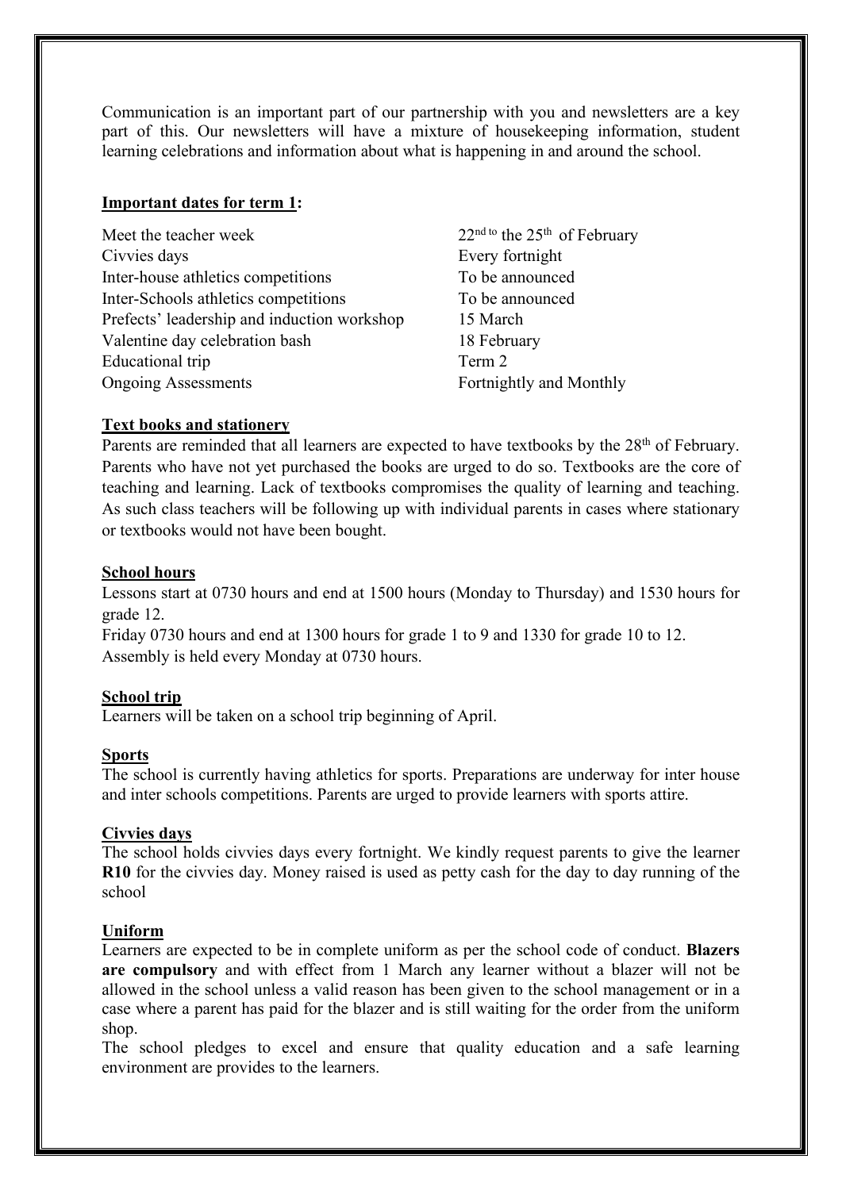Communication is an important part of our partnership with you and newsletters are a key part of this. Our newsletters will have a mixture of housekeeping information, student learning celebrations and information about what is happening in and around the school.

**Important dates for term 1:**

| | |
|---|---|
| Meet the teacher week | 22nd to the 25th of February |
| Civvies days | Every fortnight |
| Inter-house athletics competitions | To be announced |
| Inter-Schools athletics competitions | To be announced |
| Prefects' leadership and induction workshop | 15 March |
| Valentine day celebration bash | 18 February |
| Educational trip | Term 2 |
| Ongoing Assessments | Fortnightly and Monthly |

**Text books and stationery**

Parents are reminded that all learners are expected to have textbooks by the 28th of February. Parents who have not yet purchased the books are urged to do so. Textbooks are the core of teaching and learning. Lack of textbooks compromises the quality of learning and teaching. As such class teachers will be following up with individual parents in cases where stationary or textbooks would not have been bought.

**School hours**

Lessons start at 0730 hours and end at 1500 hours (Monday to Thursday) and 1530 hours for grade 12.

Friday 0730 hours and end at 1300 hours for grade 1 to 9 and 1330 for grade 10 to 12.

Assembly is held every Monday at 0730 hours.

**School trip**

Learners will be taken on a school trip beginning of April.

**Sports**

The school is currently having athletics for sports. Preparations are underway for inter house and inter schools competitions. Parents are urged to provide learners with sports attire.

**Civvies days**

The school holds civvies days every fortnight. We kindly request parents to give the learner **R10** for the civvies day. Money raised is used as petty cash for the day to day running of the school

**Uniform**

Learners are expected to be in complete uniform as per the school code of conduct. **Blazers are compulsory** and with effect from 1 March any learner without a blazer will not be allowed in the school unless a valid reason has been given to the school management or in a case where a parent has paid for the blazer and is still waiting for the order from the uniform shop.

The school pledges to excel and ensure that quality education and a safe learning environment are provides to the learners.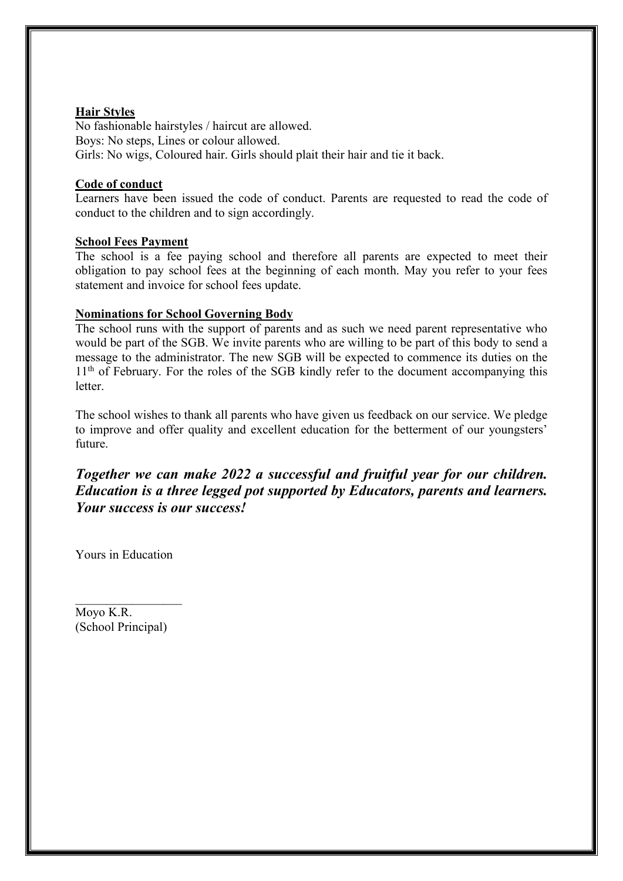**Hair Styles**

No fashionable hairstyles / haircut are allowed.
Boys: No steps, Lines or colour allowed.
Girls: No wigs, Coloured hair. Girls should plait their hair and tie it back.

**Code of conduct**

Learners have been issued the code of conduct. Parents are requested to read the code of conduct to the children and to sign accordingly.

**School Fees Payment**

The school is a fee paying school and therefore all parents are expected to meet their obligation to pay school fees at the beginning of each month. May you refer to your fees statement and invoice for school fees update.

**Nominations for School Governing Body**

The school runs with the support of parents and as such we need parent representative who would be part of the SGB. We invite parents who are willing to be part of this body to send a message to the administrator. The new SGB will be expected to commence its duties on the 11th of February. For the roles of the SGB kindly refer to the document accompanying this letter.

The school wishes to thank all parents who have given us feedback on our service. We pledge to improve and offer quality and excellent education for the betterment of our youngsters' future.

***Together we can make 2022 a successful and fruitful year for our children. Education is a three legged pot supported by Educators, parents and learners. Your success is our success!***

Yours in Education

\_\_\_\_\_\_\_\_\_\_\_\_\_\_\_\_\_

Moyo K.R.
(School Principal)